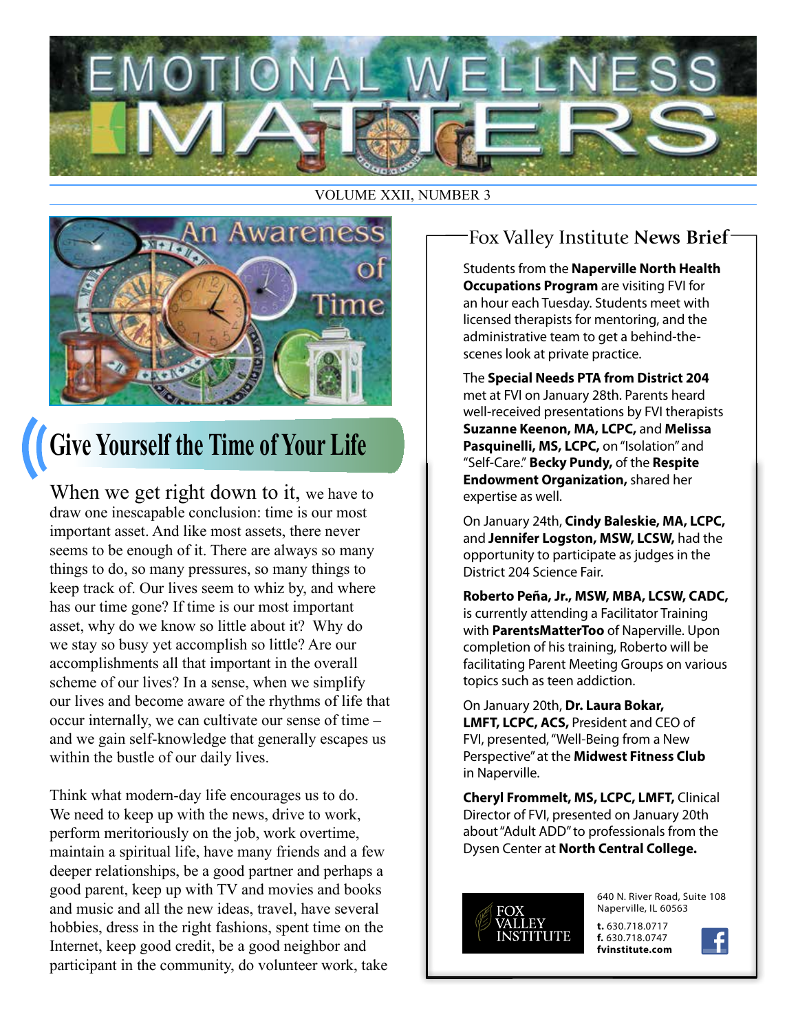# EMOTIONAL WELLNESS MATTERS

VOLUME XXII, NUMBER 3

An Awareness of Time

## Give Yourself the Time of Your Life

When we get right down to it, we have to draw one inescapable conclusion: time is our most important asset. And like most assets, there never seems to be enough of it. There are always so many things to do, so many pressures, so many things to keep track of. Our lives seem to whiz by, and where has our time gone? If time is our most important asset, why do we know so little about it? Why do we stay so busy yet accomplish so little? Are our accomplishments all that important in the overall scheme of our lives? In a sense, when we simplify our lives and become aware of the rhythms of life that occur internally, we can cultivate our sense of time – and we gain self-knowledge that generally escapes us within the bustle of our daily lives.

Think what modern-day life encourages us to do. We need to keep up with the news, drive to work, perform meritoriously on the job, work overtime, maintain a spiritual life, have many friends and a few deeper relationships, be a good partner and perhaps a good parent, keep up with TV and movies and books and music and all the new ideas, travel, have several hobbies, dress in the right fashions, spent time on the Internet, keep good credit, be a good neighbor and participant in the community, do volunteer work, take

## Fox Valley Institute **News Brief**

Students from the **Naperville North Health Occupations Program** are visiting FVI for an hour each Tuesday. Students meet with licensed therapists for mentoring, and the administrative team to get a behind-the-scenes look at private practice.

The **Special Needs PTA from District 204** met at FVI on January 28th. Parents heard well-received presentations by FVI therapists **Suzanne Keenon, MA, LCPC,** and **Melissa Pasquinelli, MS, LCPC,** on "Isolation" and "Self-Care." **Becky Pundy,** of the **Respite Endowment Organization,** shared her expertise as well.

On January 24th, **Cindy Baleskie, MA, LCPC,** and **Jennifer Logston, MSW, LCSW,** had the opportunity to participate as judges in the District 204 Science Fair.

**Roberto Peña, Jr., MSW, MBA, LCSW, CADC,** is currently attending a Facilitator Training with **ParentsMatterToo** of Naperville. Upon completion of his training, Roberto will be facilitating Parent Meeting Groups on various topics such as teen addiction.

On January 20th, **Dr. Laura Bokar, LMFT, LCPC, ACS,** President and CEO of FVI, presented, "Well-Being from a New Perspective" at the **Midwest Fitness Club** in Naperville.

**Cheryl Frommelt, MS, LCPC, LMFT,** Clinical Director of FVI, presented on January 20th about "Adult ADD" to professionals from the Dysen Center at **North Central College.**

FOX VALLEY INSTITUTE

640 N. River Road, Suite 108
Naperville, IL 60563

**t.** 630.718.0717
**f.** 630.718.0747
**fvinstitute.com**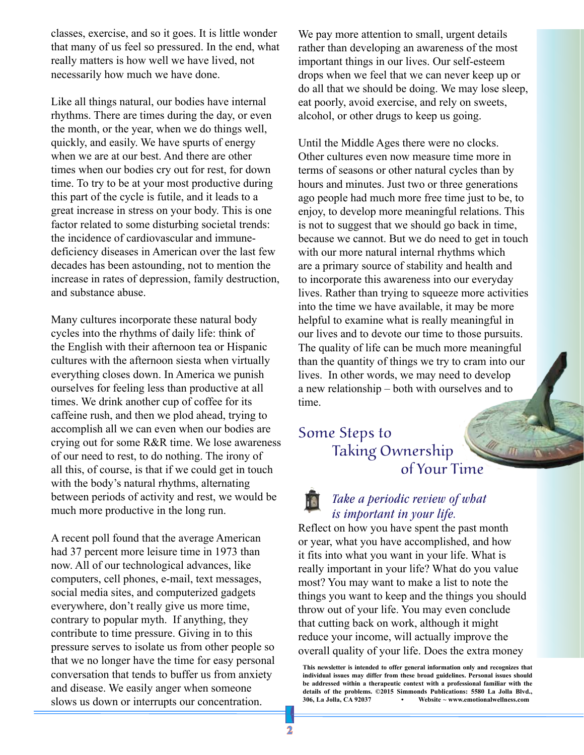classes, exercise, and so it goes. It is little wonder that many of us feel so pressured. In the end, what really matters is how well we have lived, not necessarily how much we have done.

Like all things natural, our bodies have internal rhythms. There are times during the day, or even the month, or the year, when we do things well, quickly, and easily. We have spurts of energy when we are at our best. And there are other times when our bodies cry out for rest, for down time. To try to be at your most productive during this part of the cycle is futile, and it leads to a great increase in stress on your body. This is one factor related to some disturbing societal trends: the incidence of cardiovascular and immune-deficiency diseases in American over the last few decades has been astounding, not to mention the increase in rates of depression, family destruction, and substance abuse.

Many cultures incorporate these natural body cycles into the rhythms of daily life: think of the English with their afternoon tea or Hispanic cultures with the afternoon siesta when virtually everything closes down. In America we punish ourselves for feeling less than productive at all times. We drink another cup of coffee for its caffeine rush, and then we plod ahead, trying to accomplish all we can even when our bodies are crying out for some R&R time. We lose awareness of our need to rest, to do nothing. The irony of all this, of course, is that if we could get in touch with the body's natural rhythms, alternating between periods of activity and rest, we would be much more productive in the long run.

A recent poll found that the average American had 37 percent more leisure time in 1973 than now. All of our technological advances, like computers, cell phones, e-mail, text messages, social media sites, and computerized gadgets everywhere, don't really give us more time, contrary to popular myth. If anything, they contribute to time pressure. Giving in to this pressure serves to isolate us from other people so that we no longer have the time for easy personal conversation that tends to buffer us from anxiety and disease. We easily anger when someone slows us down or interrupts our concentration. We pay more attention to small, urgent details rather than developing an awareness of the most important things in our lives. Our self-esteem drops when we feel that we can never keep up or do all that we should be doing. We may lose sleep, eat poorly, avoid exercise, and rely on sweets, alcohol, or other drugs to keep us going.

Until the Middle Ages there were no clocks. Other cultures even now measure time more in terms of seasons or other natural cycles than by hours and minutes. Just two or three generations ago people had much more free time just to be, to enjoy, to develop more meaningful relations. This is not to suggest that we should go back in time, because we cannot. But we do need to get in touch with our more natural internal rhythms which are a primary source of stability and health and to incorporate this awareness into our everyday lives. Rather than trying to squeeze more activities into the time we have available, it may be more helpful to examine what is really meaningful in our lives and to devote our time to those pursuits. The quality of life can be much more meaningful than the quantity of things we try to cram into our lives. In other words, we may need to develop a new relationship – both with ourselves and to time.

## Some Steps to Taking Ownership of Your Time

### *Take a periodic review of what is important in your life.*

Reflect on how you have spent the past month or year, what you have accomplished, and how it fits into what you want in your life. What is really important in your life? What do you value most? You may want to make a list to note the things you want to keep and the things you should throw out of your life. You may even conclude that cutting back on work, although it might reduce your income, will actually improve the overall quality of your life. Does the extra money

**This newsletter is intended to offer general information only and recognizes that individual issues may differ from these broad guidelines. Personal issues should be addressed within a therapeutic context with a professional familiar with the details of the problems. ©2015 Simmonds Publications: 5580 La Jolla Blvd., 306, La Jolla, CA 92037 • Website ~ www.emotionalwellness.com**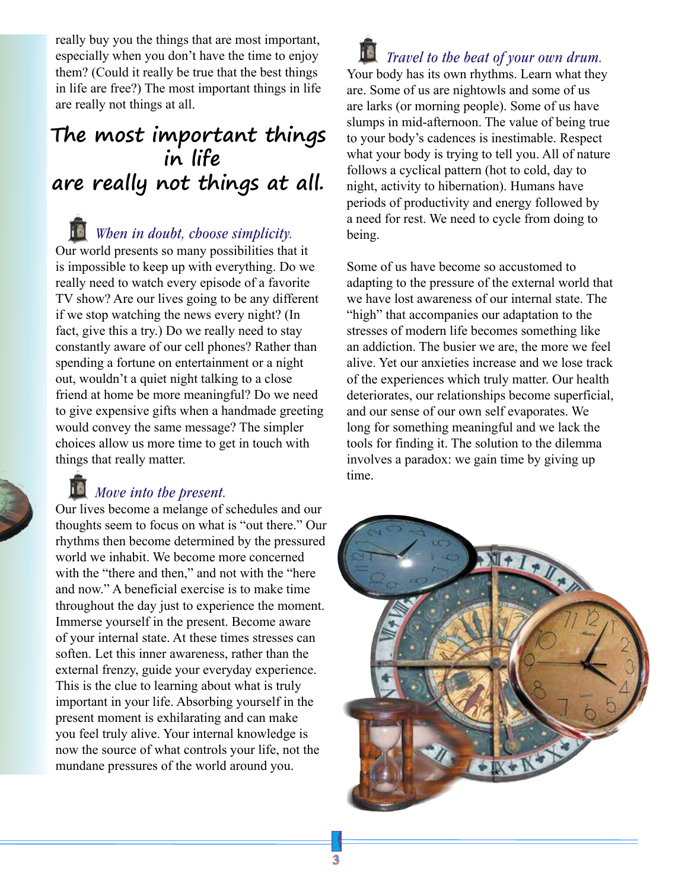really buy you the things that are most important, especially when you don't have the time to enjoy them? (Could it really be true that the best things in life are free?) The most important things in life are really not things at all.

## The most important things in life are really not things at all.

### *When in doubt, choose simplicity.*

Our world presents so many possibilities that it is impossible to keep up with everything. Do we really need to watch every episode of a favorite TV show? Are our lives going to be any different if we stop watching the news every night? (In fact, give this a try.) Do we really need to stay constantly aware of our cell phones? Rather than spending a fortune on entertainment or a night out, wouldn't a quiet night talking to a close friend at home be more meaningful? Do we need to give expensive gifts when a handmade greeting would convey the same message? The simpler choices allow us more time to get in touch with things that really matter.

### *Move into the present.*

Our lives become a melange of schedules and our thoughts seem to focus on what is "out there." Our rhythms then become determined by the pressured world we inhabit. We become more concerned with the "there and then," and not with the "here and now." A beneficial exercise is to make time throughout the day just to experience the moment. Immerse yourself in the present. Become aware of your internal state. At these times stresses can soften. Let this inner awareness, rather than the external frenzy, guide your everyday experience. This is the clue to learning about what is truly important in your life. Absorbing yourself in the present moment is exhilarating and can make you feel truly alive. Your internal knowledge is now the source of what controls your life, not the mundane pressures of the world around you.

### *Travel to the beat of your own drum.*

Your body has its own rhythms. Learn what they are. Some of us are nightowls and some of us are larks (or morning people). Some of us have slumps in mid-afternoon. The value of being true to your body's cadences is inestimable. Respect what your body is trying to tell you. All of nature follows a cyclical pattern (hot to cold, day to night, activity to hibernation). Humans have periods of productivity and energy followed by a need for rest. We need to cycle from doing to being.

Some of us have become so accustomed to adapting to the pressure of the external world that we have lost awareness of our internal state. The "high" that accompanies our adaptation to the stresses of modern life becomes something like an addiction. The busier we are, the more we feel alive. Yet our anxieties increase and we lose track of the experiences which truly matter. Our health deteriorates, our relationships become superficial, and our sense of our own self evaporates. We long for something meaningful and we lack the tools for finding it. The solution to the dilemma involves a paradox: we gain time by giving up time.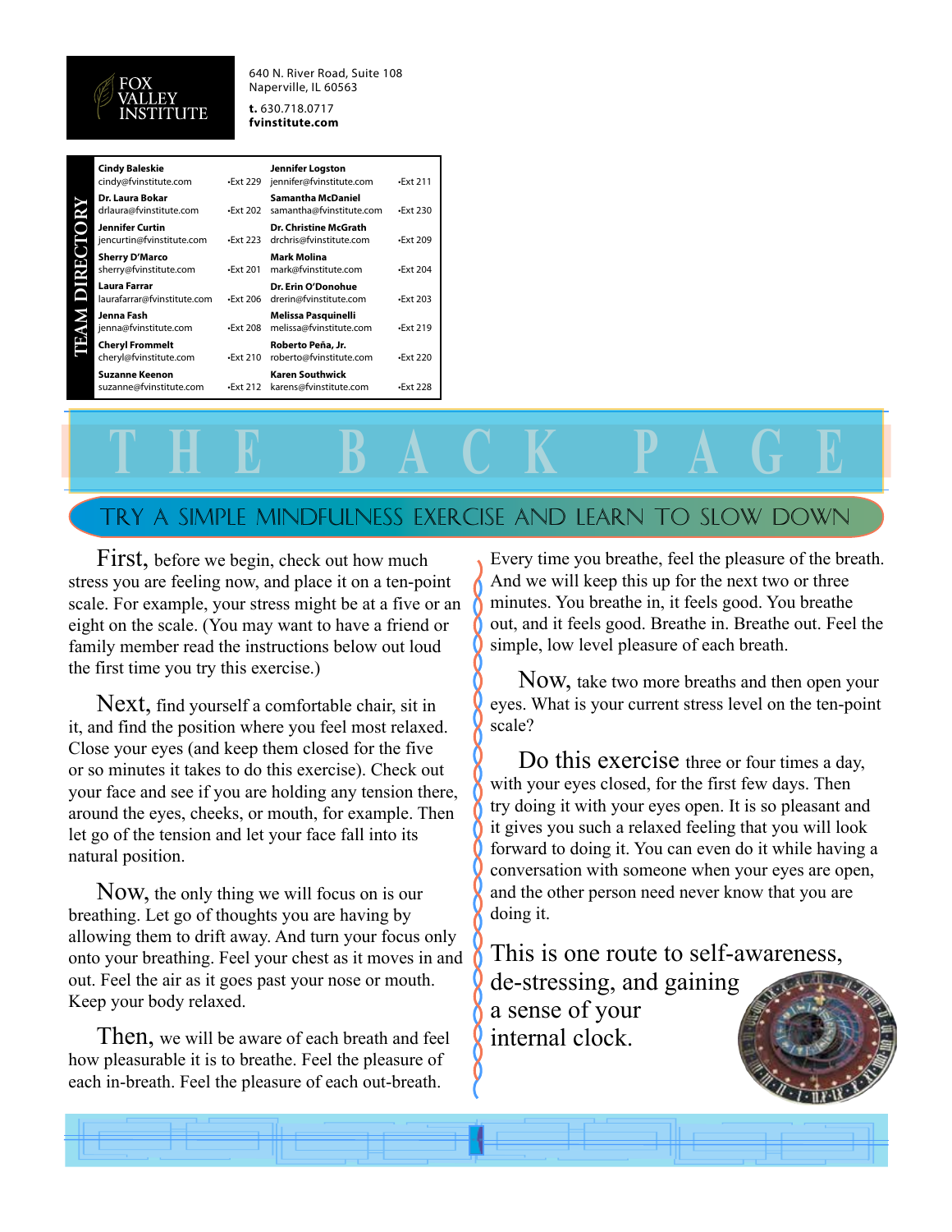FOX VALLEY INSTITUTE

640 N. River Road, Suite 108
Naperville, IL 60563

**t.** 630.718.0717
**fvinstitute.com**

## TEAM DIRECTORY

| | | | |
|---|---|---|---|
| **Cindy Baleskie** cindy@fvinstitute.com | •Ext 229 | **Jennifer Logston** jennifer@fvinstitute.com | •Ext 211 |
| **Dr. Laura Bokar** drlaura@fvinstitute.com | •Ext 202 | **Samantha McDaniel** samantha@fvinstitute.com | •Ext 230 |
| **Jennifer Curtin** jencurtin@fvinstitute.com | •Ext 223 | **Dr. Christine McGrath** drchris@fvinstitute.com | •Ext 209 |
| **Sherry D'Marco** sherry@fvinstitute.com | •Ext 201 | **Mark Molina** mark@fvinstitute.com | •Ext 204 |
| **Laura Farrar** laurafarrar@fvinstitute.com | •Ext 206 | **Dr. Erin O'Donohue** drerin@fvinstitute.com | •Ext 203 |
| **Jenna Fash** jenna@fvinstitute.com | •Ext 208 | **Melissa Pasquinelli** melissa@fvinstitute.com | •Ext 219 |
| **Cheryl Frommelt** cheryl@fvinstitute.com | •Ext 210 | **Roberto Peña, Jr.** roberto@fvinstitute.com | •Ext 220 |
| **Suzanne Keenon** suzanne@fvinstitute.com | •Ext 212 | **Karen Southwick** karens@fvinstitute.com | •Ext 228 |

# THE BACK PAGE

## TRY A SIMPLE MINDFULNESS EXERCISE AND LEARN TO SLOW DOWN

First, before we begin, check out how much stress you are feeling now, and place it on a ten-point scale. For example, your stress might be at a five or an eight on the scale. (You may want to have a friend or family member read the instructions below out loud the first time you try this exercise.)

Next, find yourself a comfortable chair, sit in it, and find the position where you feel most relaxed. Close your eyes (and keep them closed for the five or so minutes it takes to do this exercise). Check out your face and see if you are holding any tension there, around the eyes, cheeks, or mouth, for example. Then let go of the tension and let your face fall into its natural position.

Now, the only thing we will focus on is our breathing. Let go of thoughts you are having by allowing them to drift away. And turn your focus only onto your breathing. Feel your chest as it moves in and out. Feel the air as it goes past your nose or mouth. Keep your body relaxed.

Then, we will be aware of each breath and feel how pleasurable it is to breathe. Feel the pleasure of each in-breath. Feel the pleasure of each out-breath. Every time you breathe, feel the pleasure of the breath. And we will keep this up for the next two or three minutes. You breathe in, it feels good. You breathe out, and it feels good. Breathe in. Breathe out. Feel the simple, low level pleasure of each breath.

Now, take two more breaths and then open your eyes. What is your current stress level on the ten-point scale?

Do this exercise three or four times a day, with your eyes closed, for the first few days. Then try doing it with your eyes open. It is so pleasant and it gives you such a relaxed feeling that you will look forward to doing it. You can even do it while having a conversation with someone when your eyes are open, and the other person need never know that you are doing it.

This is one route to self-awareness, de-stressing, and gaining a sense of your internal clock.